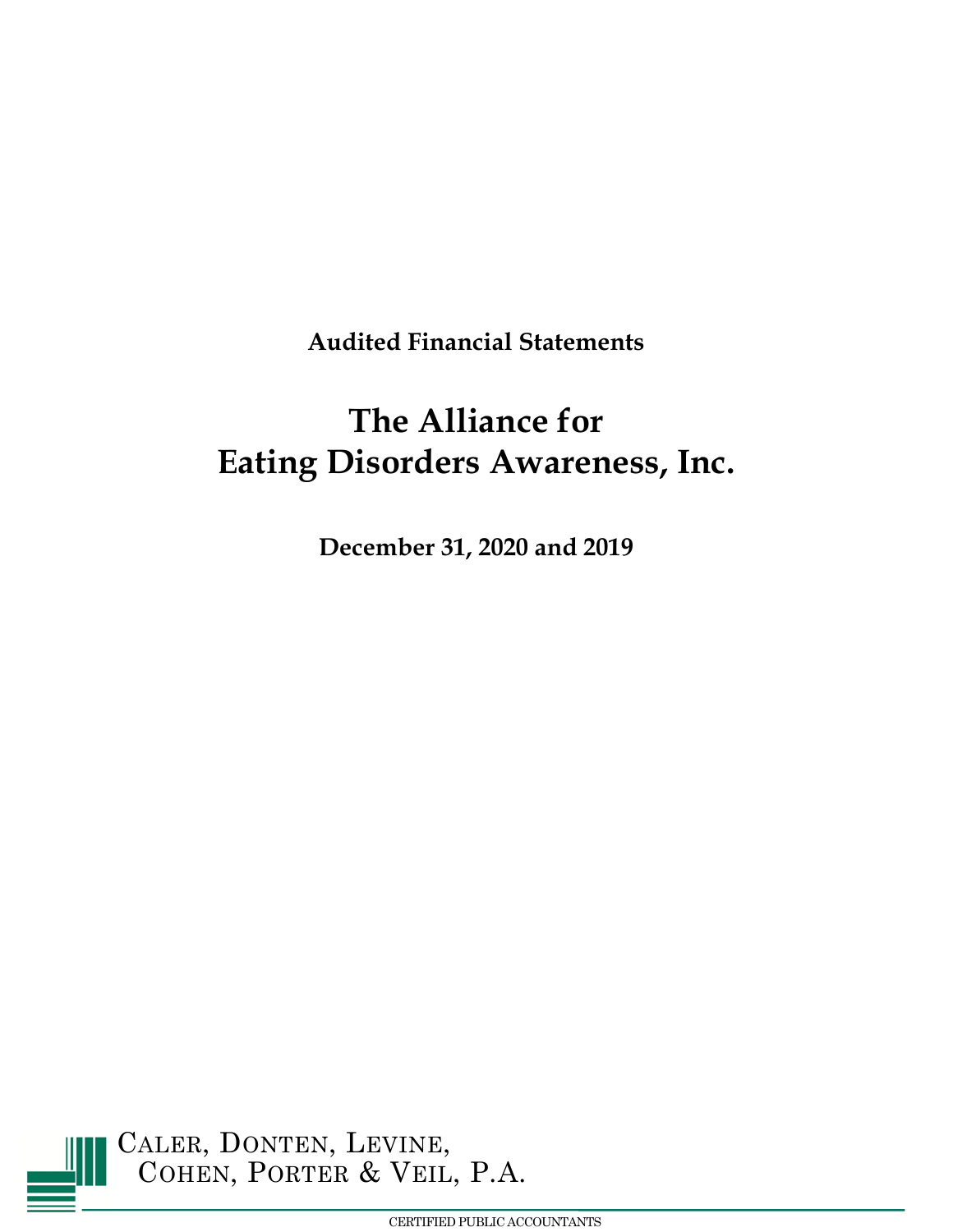**Audited Financial Statements**

# The Alliance for Eating Disorders Awareness, Inc.

**December 31, 2020 and 2019**

Caler, Donten, Levine,
Cohen, Porter & Veil, P.A.

CERTIFIED PUBLIC ACCOUNTANTS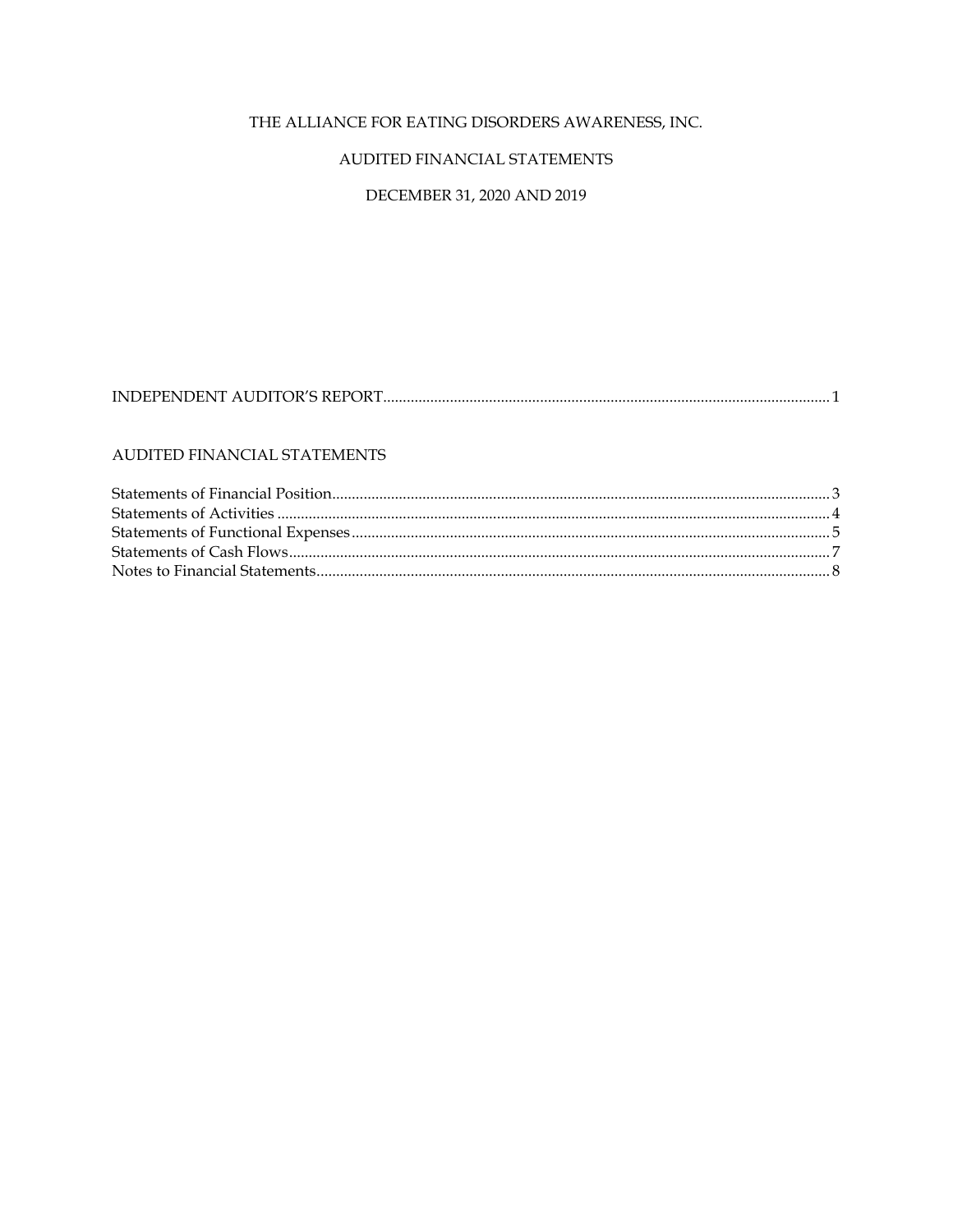# THE ALLIANCE FOR EATING DISORDERS AWARENESS, INC.

## AUDITED FINANCIAL STATEMENTS

## DECEMBER 31, 2020 AND 2019

INDEPENDENT AUDITOR'S REPORT........................................................................................................1

AUDITED FINANCIAL STATEMENTS

Statements of Financial Position........................................................................................................3
Statements of Activities........................................................................................................................4
Statements of Functional Expenses...................................................................................................5
Statements of Cash Flows....................................................................................................................7
Notes to Financial Statements.............................................................................................................8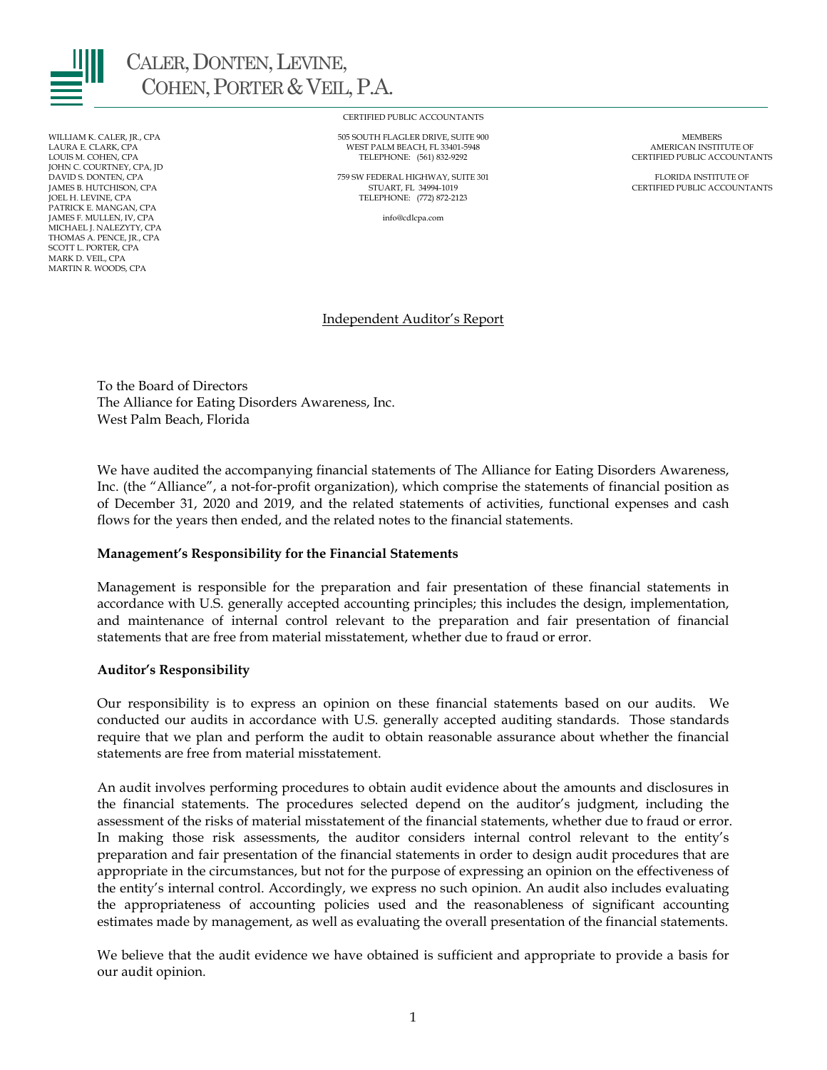# CALER, DONTEN, LEVINE, COHEN, PORTER & VEIL, P.A.

CERTIFIED PUBLIC ACCOUNTANTS

WILLIAM K. CALER, JR., CPA
LAURA E. CLARK, CPA
LOUIS M. COHEN, CPA
JOHN C. COURTNEY, CPA, JD
DAVID S. DONTEN, CPA
JAMES B. HUTCHISON, CPA
JOEL H. LEVINE, CPA
PATRICK E. MANGAN, CPA
JAMES F. MULLEN, IV, CPA
MICHAEL J. NALEZYTY, CPA
THOMAS A. PENCE, JR., CPA
SCOTT L. PORTER, CPA
MARK D. VEIL, CPA
MARTIN R. WOODS, CPA

505 SOUTH FLAGLER DRIVE, SUITE 900
WEST PALM BEACH, FL 33401-5948
TELEPHONE: (561) 832-9292

759 SW FEDERAL HIGHWAY, SUITE 301
STUART, FL 34994-1019
TELEPHONE: (772) 872-2123

info@cdlcpa.com

MEMBERS
AMERICAN INSTITUTE OF
CERTIFIED PUBLIC ACCOUNTANTS

FLORIDA INSTITUTE OF
CERTIFIED PUBLIC ACCOUNTANTS

## Independent Auditor's Report

To the Board of Directors
The Alliance for Eating Disorders Awareness, Inc.
West Palm Beach, Florida

We have audited the accompanying financial statements of The Alliance for Eating Disorders Awareness, Inc. (the "Alliance", a not-for-profit organization), which comprise the statements of financial position as of December 31, 2020 and 2019, and the related statements of activities, functional expenses and cash flows for the years then ended, and the related notes to the financial statements.

**Management's Responsibility for the Financial Statements**

Management is responsible for the preparation and fair presentation of these financial statements in accordance with U.S. generally accepted accounting principles; this includes the design, implementation, and maintenance of internal control relevant to the preparation and fair presentation of financial statements that are free from material misstatement, whether due to fraud or error.

**Auditor's Responsibility**

Our responsibility is to express an opinion on these financial statements based on our audits. We conducted our audits in accordance with U.S. generally accepted auditing standards. Those standards require that we plan and perform the audit to obtain reasonable assurance about whether the financial statements are free from material misstatement.

An audit involves performing procedures to obtain audit evidence about the amounts and disclosures in the financial statements. The procedures selected depend on the auditor's judgment, including the assessment of the risks of material misstatement of the financial statements, whether due to fraud or error. In making those risk assessments, the auditor considers internal control relevant to the entity's preparation and fair presentation of the financial statements in order to design audit procedures that are appropriate in the circumstances, but not for the purpose of expressing an opinion on the effectiveness of the entity's internal control. Accordingly, we express no such opinion. An audit also includes evaluating the appropriateness of accounting policies used and the reasonableness of significant accounting estimates made by management, as well as evaluating the overall presentation of the financial statements.

We believe that the audit evidence we have obtained is sufficient and appropriate to provide a basis for our audit opinion.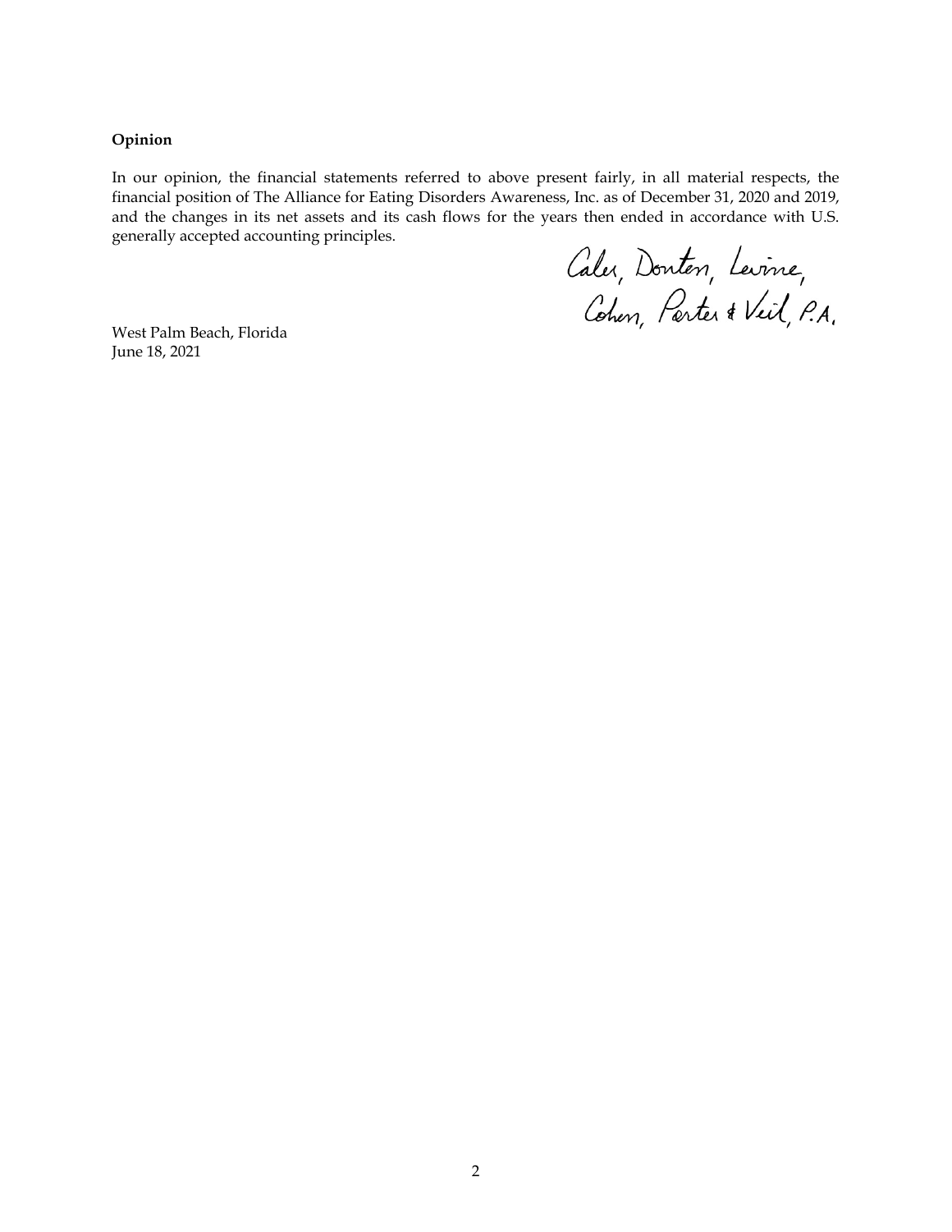**Opinion**

In our opinion, the financial statements referred to above present fairly, in all material respects, the financial position of The Alliance for Eating Disorders Awareness, Inc. as of December 31, 2020 and 2019, and the changes in its net assets and its cash flows for the years then ended in accordance with U.S. generally accepted accounting principles.

Caler, Donten, Levine, Cohen, Porter & Veil, P.A.

West Palm Beach, Florida
June 18, 2021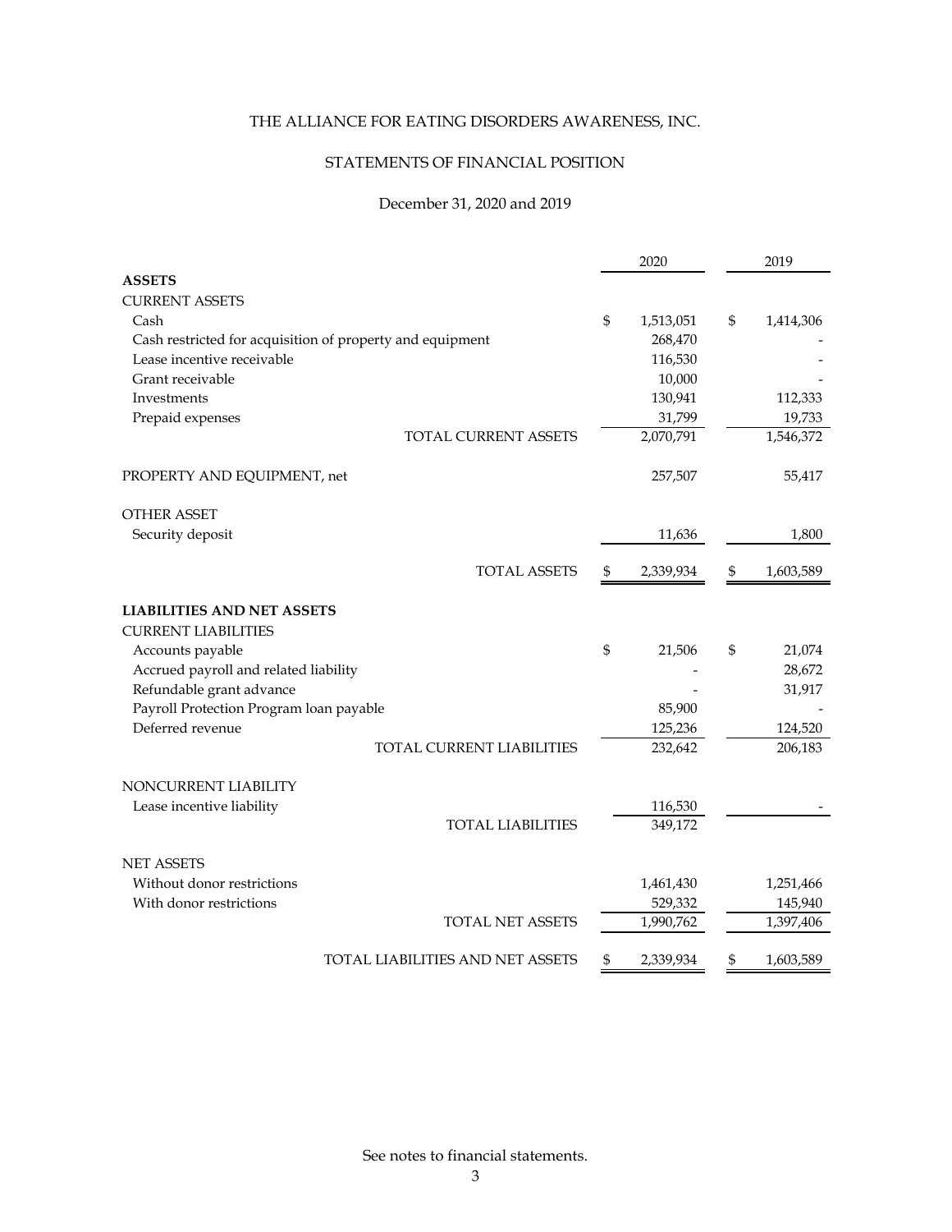# THE ALLIANCE FOR EATING DISORDERS AWARENESS, INC.

## STATEMENTS OF FINANCIAL POSITION

December 31, 2020 and 2019

| | 2020 | 2019 |
|---|---|---|
| **ASSETS** | | |
| CURRENT ASSETS | | |
| Cash | $ 1,513,051 | $ 1,414,306 |
| Cash restricted for acquisition of property and equipment | 268,470 | - |
| Lease incentive receivable | 116,530 | - |
| Grant receivable | 10,000 | - |
| Investments | 130,941 | 112,333 |
| Prepaid expenses | 31,799 | 19,733 |
| TOTAL CURRENT ASSETS | 2,070,791 | 1,546,372 |
| PROPERTY AND EQUIPMENT, net | 257,507 | 55,417 |
| OTHER ASSET | | |
| Security deposit | 11,636 | 1,800 |
| TOTAL ASSETS | $ 2,339,934 | $ 1,603,589 |
| **LIABILITIES AND NET ASSETS** | | |
| CURRENT LIABILITIES | | |
| Accounts payable | $ 21,506 | $ 21,074 |
| Accrued payroll and related liability | - | 28,672 |
| Refundable grant advance | - | 31,917 |
| Payroll Protection Program loan payable | 85,900 | - |
| Deferred revenue | 125,236 | 124,520 |
| TOTAL CURRENT LIABILITIES | 232,642 | 206,183 |
| NONCURRENT LIABILITY | | |
| Lease incentive liability | 116,530 | - |
| TOTAL LIABILITIES | 349,172 | |
| NET ASSETS | | |
| Without donor restrictions | 1,461,430 | 1,251,466 |
| With donor restrictions | 529,332 | 145,940 |
| TOTAL NET ASSETS | 1,990,762 | 1,397,406 |
| TOTAL LIABILITIES AND NET ASSETS | $ 2,339,934 | $ 1,603,589 |

See notes to financial statements.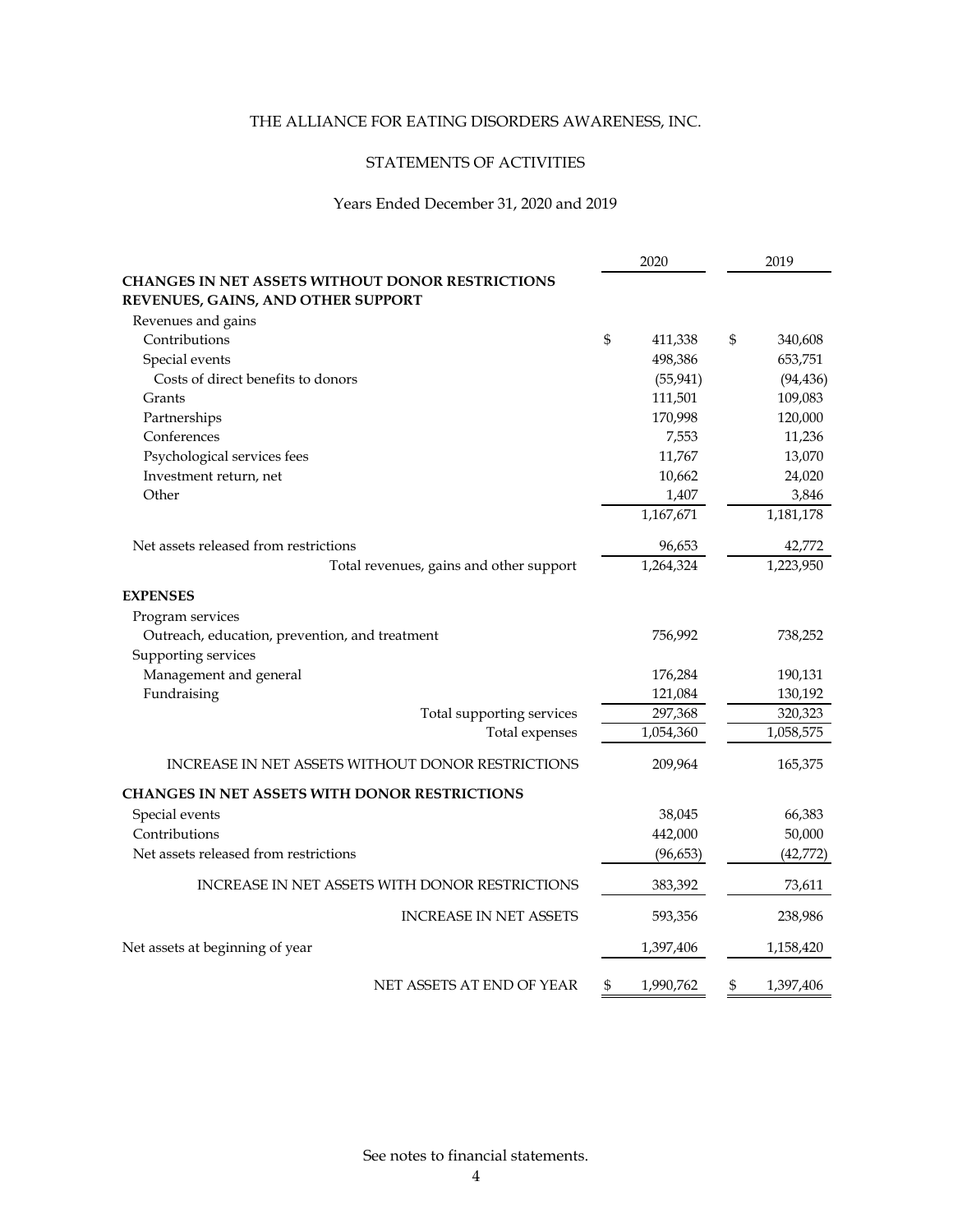# THE ALLIANCE FOR EATING DISORDERS AWARENESS, INC.

## STATEMENTS OF ACTIVITIES

### Years Ended December 31, 2020 and 2019

| | 2020 | 2019 |
|---|---|---|
| **CHANGES IN NET ASSETS WITHOUT DONOR RESTRICTIONS** | | |
| **REVENUES, GAINS, AND OTHER SUPPORT** | | |
| Revenues and gains | | |
| Contributions | $ 411,338 | $ 340,608 |
| Special events | 498,386 | 653,751 |
| Costs of direct benefits to donors | (55,941) | (94,436) |
| Grants | 111,501 | 109,083 |
| Partnerships | 170,998 | 120,000 |
| Conferences | 7,553 | 11,236 |
| Psychological services fees | 11,767 | 13,070 |
| Investment return, net | 10,662 | 24,020 |
| Other | 1,407 | 3,846 |
| | 1,167,671 | 1,181,178 |
| Net assets released from restrictions | 96,653 | 42,772 |
| Total revenues, gains and other support | 1,264,324 | 1,223,950 |
| **EXPENSES** | | |
| Program services | | |
| Outreach, education, prevention, and treatment | 756,992 | 738,252 |
| Supporting services | | |
| Management and general | 176,284 | 190,131 |
| Fundraising | 121,084 | 130,192 |
| Total supporting services | 297,368 | 320,323 |
| Total expenses | 1,054,360 | 1,058,575 |
| INCREASE IN NET ASSETS WITHOUT DONOR RESTRICTIONS | 209,964 | 165,375 |
| **CHANGES IN NET ASSETS WITH DONOR RESTRICTIONS** | | |
| Special events | 38,045 | 66,383 |
| Contributions | 442,000 | 50,000 |
| Net assets released from restrictions | (96,653) | (42,772) |
| INCREASE IN NET ASSETS WITH DONOR RESTRICTIONS | 383,392 | 73,611 |
| INCREASE IN NET ASSETS | 593,356 | 238,986 |
| Net assets at beginning of year | 1,397,406 | 1,158,420 |
| NET ASSETS AT END OF YEAR | $ 1,990,762 | $ 1,397,406 |

See notes to financial statements.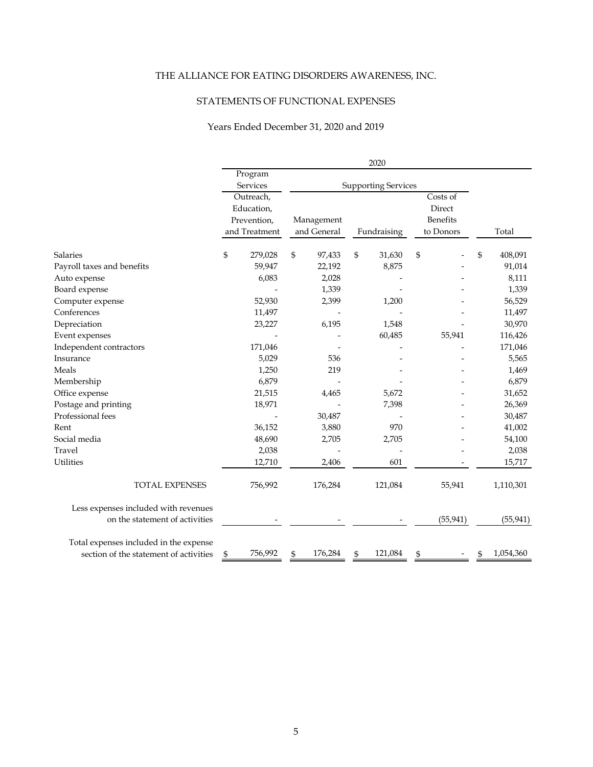# THE ALLIANCE FOR EATING DISORDERS AWARENESS, INC.

## STATEMENTS OF FUNCTIONAL EXPENSES

### Years Ended December 31, 2020 and 2019

| | 2020 | | | | |
|---|---|---|---|---|---|
| | Program Services | Supporting Services | | | |
| | Outreach, Education, Prevention, and Treatment | Management and General | Fundraising | Costs of Direct Benefits to Donors | Total |
| Salaries | $ 279,028 | $ 97,433 | $ 31,630 | $ - | $ 408,091 |
| Payroll taxes and benefits | 59,947 | 22,192 | 8,875 | - | 91,014 |
| Auto expense | 6,083 | 2,028 | - | - | 8,111 |
| Board expense | - | 1,339 | - | - | 1,339 |
| Computer expense | 52,930 | 2,399 | 1,200 | - | 56,529 |
| Conferences | 11,497 | - | - | - | 11,497 |
| Depreciation | 23,227 | 6,195 | 1,548 | - | 30,970 |
| Event expenses | - | - | 60,485 | 55,941 | 116,426 |
| Independent contractors | 171,046 | - | - | - | 171,046 |
| Insurance | 5,029 | 536 | - | - | 5,565 |
| Meals | 1,250 | 219 | - | - | 1,469 |
| Membership | 6,879 | - | - | - | 6,879 |
| Office expense | 21,515 | 4,465 | 5,672 | - | 31,652 |
| Postage and printing | 18,971 | - | 7,398 | - | 26,369 |
| Professional fees | - | 30,487 | - | - | 30,487 |
| Rent | 36,152 | 3,880 | 970 | - | 41,002 |
| Social media | 48,690 | 2,705 | 2,705 | - | 54,100 |
| Travel | 2,038 | - | - | - | 2,038 |
| Utilities | 12,710 | 2,406 | 601 | - | 15,717 |
| TOTAL EXPENSES | 756,992 | 176,284 | 121,084 | 55,941 | 1,110,301 |
| Less expenses included with revenues on the statement of activities | - | - | - | (55,941) | (55,941) |
| Total expenses included in the expense section of the statement of activities | $ 756,992 | $ 176,284 | $ 121,084 | $ - | $ 1,054,360 |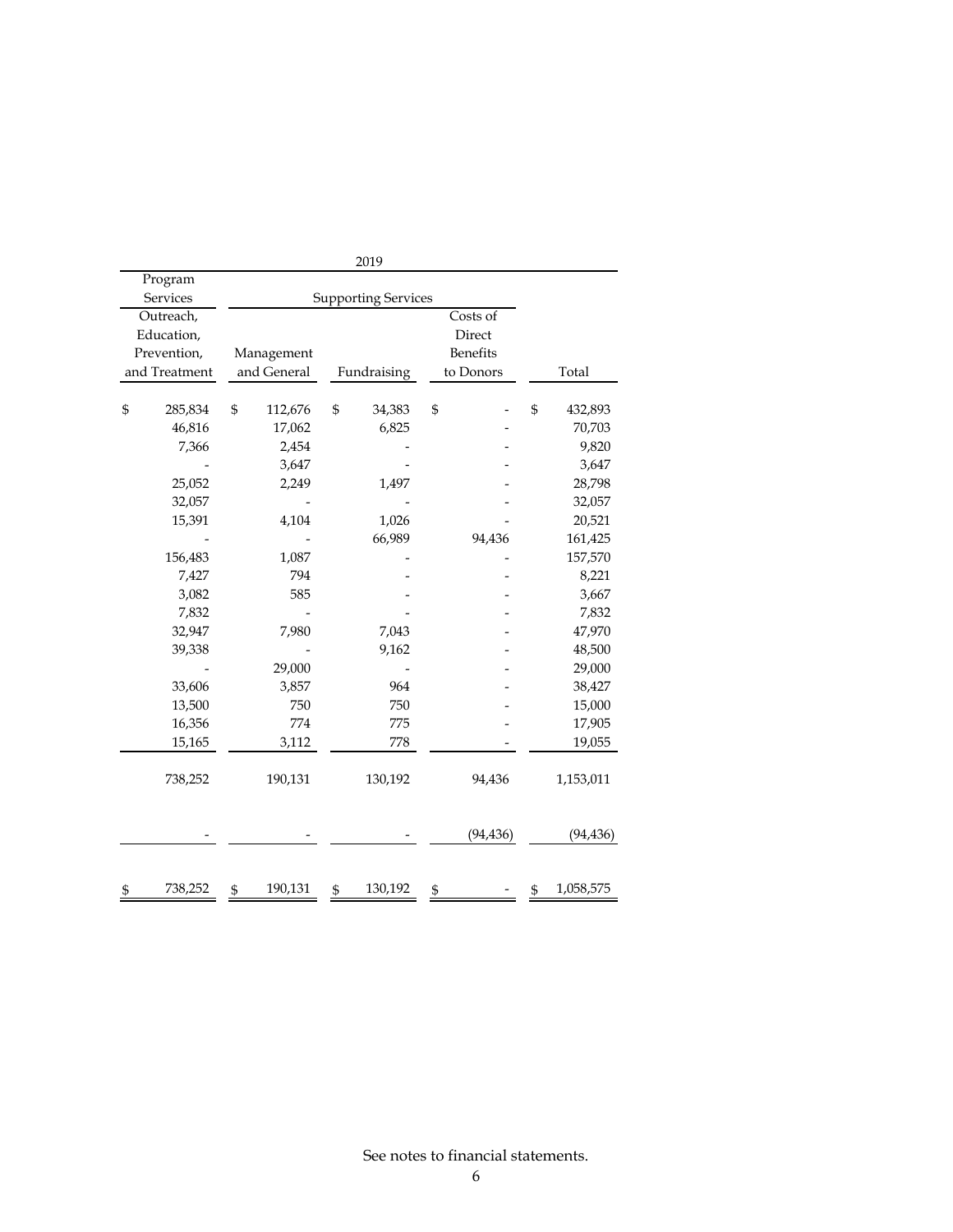| 2019 | | | | |
|---|---|---|---|---|
| Program Services | Supporting Services | | | |
| Outreach, Education, Prevention, and Treatment | Management and General | Fundraising | Costs of Direct Benefits to Donors | Total |
| $ 285,834 | $ 112,676 | $ 34,383 | $ - | $ 432,893 |
| 46,816 | 17,062 | 6,825 | - | 70,703 |
| 7,366 | 2,454 | - | - | 9,820 |
| - | 3,647 | - | - | 3,647 |
| 25,052 | 2,249 | 1,497 | - | 28,798 |
| 32,057 | - | - | - | 32,057 |
| 15,391 | 4,104 | 1,026 | - | 20,521 |
| - | - | 66,989 | 94,436 | 161,425 |
| 156,483 | 1,087 | - | - | 157,570 |
| 7,427 | 794 | - | - | 8,221 |
| 3,082 | 585 | - | - | 3,667 |
| 7,832 | - | - | - | 7,832 |
| 32,947 | 7,980 | 7,043 | - | 47,970 |
| 39,338 | - | 9,162 | - | 48,500 |
| - | 29,000 | - | - | 29,000 |
| 33,606 | 3,857 | 964 | - | 38,427 |
| 13,500 | 750 | 750 | - | 15,000 |
| 16,356 | 774 | 775 | - | 17,905 |
| 15,165 | 3,112 | 778 | - | 19,055 |
| 738,252 | 190,131 | 130,192 | 94,436 | 1,153,011 |
| - | - | - | (94,436) | (94,436) |
| $ 738,252 | $ 190,131 | $ 130,192 | $ - | $ 1,058,575 |

See notes to financial statements.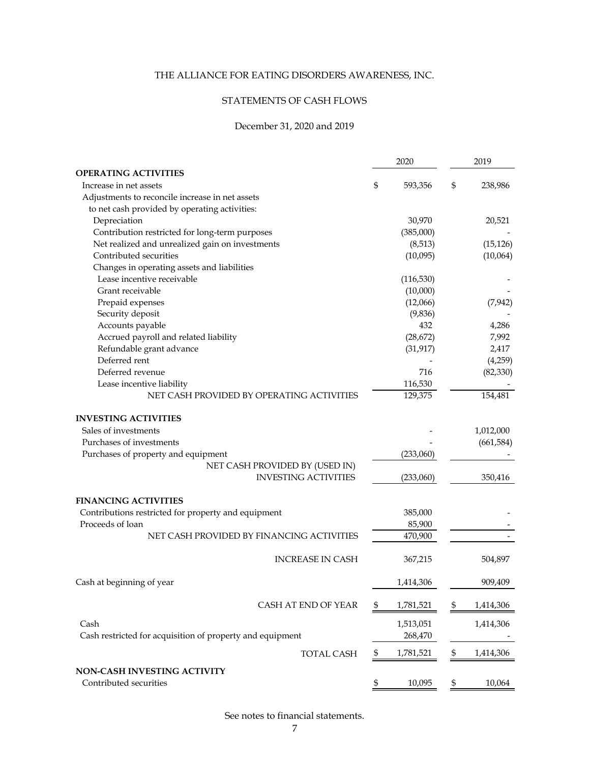# THE ALLIANCE FOR EATING DISORDERS AWARENESS, INC.

## STATEMENTS OF CASH FLOWS

December 31, 2020 and 2019

| | 2020 | 2019 |
|---|---|---|
| **OPERATING ACTIVITIES** | | |
| Increase in net assets | $ 593,356 | $ 238,986 |
| Adjustments to reconcile increase in net assets to net cash provided by operating activities: | | |
| Depreciation | 30,970 | 20,521 |
| Contribution restricted for long-term purposes | (385,000) | - |
| Net realized and unrealized gain on investments | (8,513) | (15,126) |
| Contributed securities | (10,095) | (10,064) |
| Changes in operating assets and liabilities | | |
| Lease incentive receivable | (116,530) | - |
| Grant receivable | (10,000) | - |
| Prepaid expenses | (12,066) | (7,942) |
| Security deposit | (9,836) | - |
| Accounts payable | 432 | 4,286 |
| Accrued payroll and related liability | (28,672) | 7,992 |
| Refundable grant advance | (31,917) | 2,417 |
| Deferred rent | - | (4,259) |
| Deferred revenue | 716 | (82,330) |
| Lease incentive liability | 116,530 | - |
| NET CASH PROVIDED BY OPERATING ACTIVITIES | 129,375 | 154,481 |
| **INVESTING ACTIVITIES** | | |
| Sales of investments | - | 1,012,000 |
| Purchases of investments | - | (661,584) |
| Purchases of property and equipment | (233,060) | - |
| NET CASH PROVIDED BY (USED IN) INVESTING ACTIVITIES | (233,060) | 350,416 |
| **FINANCING ACTIVITIES** | | |
| Contributions restricted for property and equipment | 385,000 | - |
| Proceeds of loan | 85,900 | - |
| NET CASH PROVIDED BY FINANCING ACTIVITIES | 470,900 | - |
| INCREASE IN CASH | 367,215 | 504,897 |
| Cash at beginning of year | 1,414,306 | 909,409 |
| CASH AT END OF YEAR | $ 1,781,521 | $ 1,414,306 |
| Cash | 1,513,051 | 1,414,306 |
| Cash restricted for acquisition of property and equipment | 268,470 | - |
| TOTAL CASH | $ 1,781,521 | $ 1,414,306 |
| **NON-CASH INVESTING ACTIVITY** | | |
| Contributed securities | $ 10,095 | $ 10,064 |

See notes to financial statements.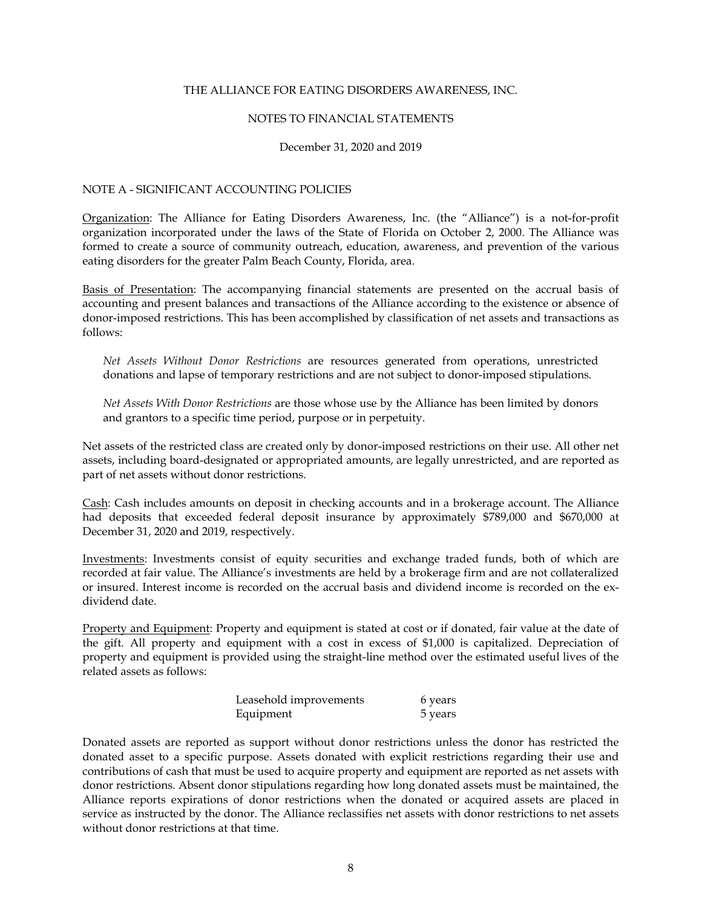THE ALLIANCE FOR EATING DISORDERS AWARENESS, INC.

NOTES TO FINANCIAL STATEMENTS

December 31, 2020 and 2019

## NOTE A - SIGNIFICANT ACCOUNTING POLICIES

Organization: The Alliance for Eating Disorders Awareness, Inc. (the "Alliance") is a not-for-profit organization incorporated under the laws of the State of Florida on October 2, 2000. The Alliance was formed to create a source of community outreach, education, awareness, and prevention of the various eating disorders for the greater Palm Beach County, Florida, area.

Basis of Presentation: The accompanying financial statements are presented on the accrual basis of accounting and present balances and transactions of the Alliance according to the existence or absence of donor-imposed restrictions. This has been accomplished by classification of net assets and transactions as follows:

*Net Assets Without Donor Restrictions* are resources generated from operations, unrestricted donations and lapse of temporary restrictions and are not subject to donor-imposed stipulations.

*Net Assets With Donor Restrictions* are those whose use by the Alliance has been limited by donors and grantors to a specific time period, purpose or in perpetuity.

Net assets of the restricted class are created only by donor-imposed restrictions on their use. All other net assets, including board-designated or appropriated amounts, are legally unrestricted, and are reported as part of net assets without donor restrictions.

Cash: Cash includes amounts on deposit in checking accounts and in a brokerage account. The Alliance had deposits that exceeded federal deposit insurance by approximately $789,000 and $670,000 at December 31, 2020 and 2019, respectively.

Investments: Investments consist of equity securities and exchange traded funds, both of which are recorded at fair value. The Alliance's investments are held by a brokerage firm and are not collateralized or insured. Interest income is recorded on the accrual basis and dividend income is recorded on the ex-dividend date.

Property and Equipment: Property and equipment is stated at cost or if donated, fair value at the date of the gift. All property and equipment with a cost in excess of $1,000 is capitalized. Depreciation of property and equipment is provided using the straight-line method over the estimated useful lives of the related assets as follows:

| | |
|---|---|
| Leasehold improvements | 6 years |
| Equipment | 5 years |

Donated assets are reported as support without donor restrictions unless the donor has restricted the donated asset to a specific purpose. Assets donated with explicit restrictions regarding their use and contributions of cash that must be used to acquire property and equipment are reported as net assets with donor restrictions. Absent donor stipulations regarding how long donated assets must be maintained, the Alliance reports expirations of donor restrictions when the donated or acquired assets are placed in service as instructed by the donor. The Alliance reclassifies net assets with donor restrictions to net assets without donor restrictions at that time.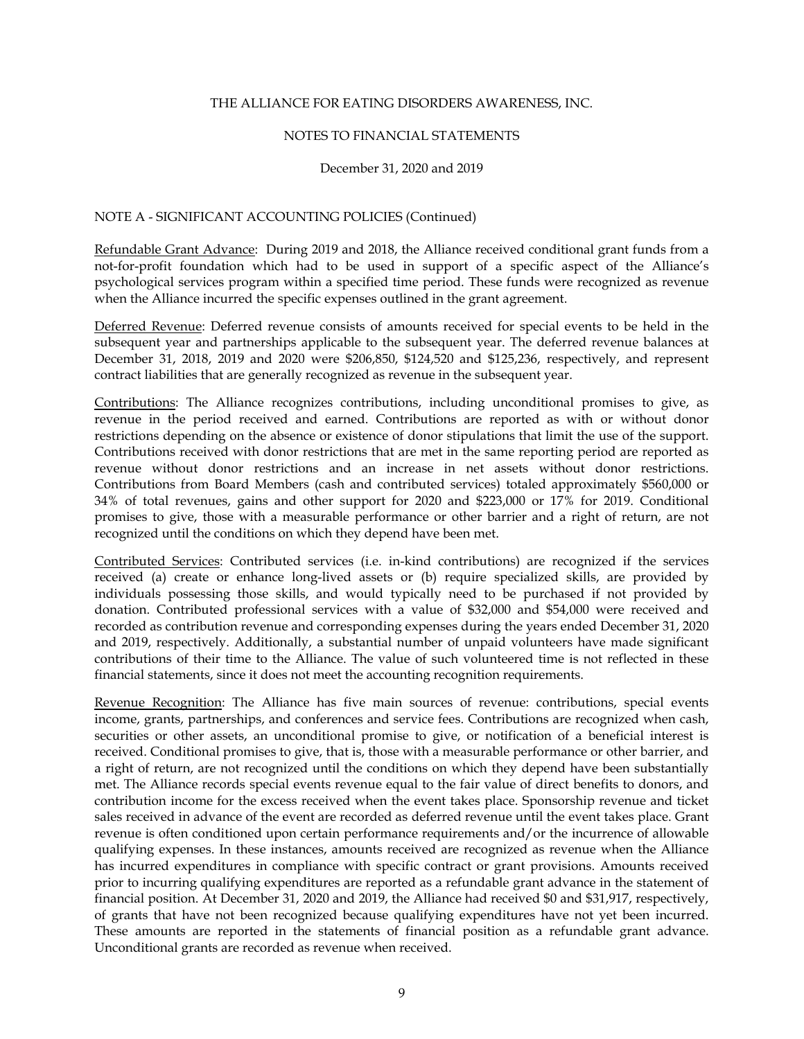THE ALLIANCE FOR EATING DISORDERS AWARENESS, INC.

NOTES TO FINANCIAL STATEMENTS

December 31, 2020 and 2019

NOTE A - SIGNIFICANT ACCOUNTING POLICIES (Continued)

Refundable Grant Advance: During 2019 and 2018, the Alliance received conditional grant funds from a not-for-profit foundation which had to be used in support of a specific aspect of the Alliance's psychological services program within a specified time period. These funds were recognized as revenue when the Alliance incurred the specific expenses outlined in the grant agreement.

Deferred Revenue: Deferred revenue consists of amounts received for special events to be held in the subsequent year and partnerships applicable to the subsequent year. The deferred revenue balances at December 31, 2018, 2019 and 2020 were $206,850, $124,520 and $125,236, respectively, and represent contract liabilities that are generally recognized as revenue in the subsequent year.

Contributions: The Alliance recognizes contributions, including unconditional promises to give, as revenue in the period received and earned. Contributions are reported as with or without donor restrictions depending on the absence or existence of donor stipulations that limit the use of the support. Contributions received with donor restrictions that are met in the same reporting period are reported as revenue without donor restrictions and an increase in net assets without donor restrictions. Contributions from Board Members (cash and contributed services) totaled approximately $560,000 or 34% of total revenues, gains and other support for 2020 and $223,000 or 17% for 2019. Conditional promises to give, those with a measurable performance or other barrier and a right of return, are not recognized until the conditions on which they depend have been met.

Contributed Services: Contributed services (i.e. in-kind contributions) are recognized if the services received (a) create or enhance long-lived assets or (b) require specialized skills, are provided by individuals possessing those skills, and would typically need to be purchased if not provided by donation. Contributed professional services with a value of $32,000 and $54,000 were received and recorded as contribution revenue and corresponding expenses during the years ended December 31, 2020 and 2019, respectively. Additionally, a substantial number of unpaid volunteers have made significant contributions of their time to the Alliance. The value of such volunteered time is not reflected in these financial statements, since it does not meet the accounting recognition requirements.

Revenue Recognition: The Alliance has five main sources of revenue: contributions, special events income, grants, partnerships, and conferences and service fees. Contributions are recognized when cash, securities or other assets, an unconditional promise to give, or notification of a beneficial interest is received. Conditional promises to give, that is, those with a measurable performance or other barrier, and a right of return, are not recognized until the conditions on which they depend have been substantially met. The Alliance records special events revenue equal to the fair value of direct benefits to donors, and contribution income for the excess received when the event takes place. Sponsorship revenue and ticket sales received in advance of the event are recorded as deferred revenue until the event takes place. Grant revenue is often conditioned upon certain performance requirements and/or the incurrence of allowable qualifying expenses. In these instances, amounts received are recognized as revenue when the Alliance has incurred expenditures in compliance with specific contract or grant provisions. Amounts received prior to incurring qualifying expenditures are reported as a refundable grant advance in the statement of financial position. At December 31, 2020 and 2019, the Alliance had received $0 and $31,917, respectively, of grants that have not been recognized because qualifying expenditures have not yet been incurred. These amounts are reported in the statements of financial position as a refundable grant advance. Unconditional grants are recorded as revenue when received.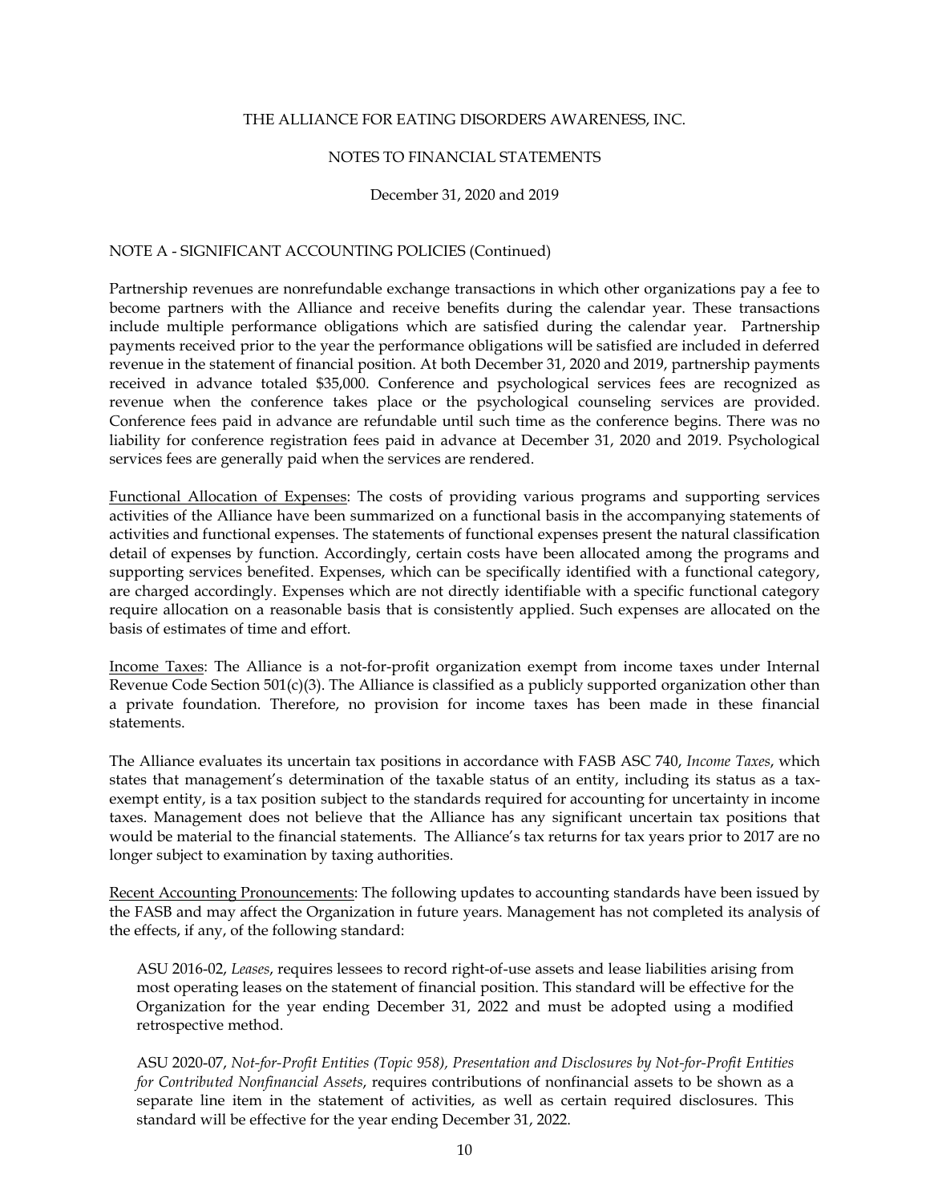NOTE A - SIGNIFICANT ACCOUNTING POLICIES (Continued)

Partnership revenues are nonrefundable exchange transactions in which other organizations pay a fee to become partners with the Alliance and receive benefits during the calendar year. These transactions include multiple performance obligations which are satisfied during the calendar year. Partnership payments received prior to the year the performance obligations will be satisfied are included in deferred revenue in the statement of financial position. At both December 31, 2020 and 2019, partnership payments received in advance totaled $35,000. Conference and psychological services fees are recognized as revenue when the conference takes place or the psychological counseling services are provided. Conference fees paid in advance are refundable until such time as the conference begins. There was no liability for conference registration fees paid in advance at December 31, 2020 and 2019. Psychological services fees are generally paid when the services are rendered.

Functional Allocation of Expenses: The costs of providing various programs and supporting services activities of the Alliance have been summarized on a functional basis in the accompanying statements of activities and functional expenses. The statements of functional expenses present the natural classification detail of expenses by function. Accordingly, certain costs have been allocated among the programs and supporting services benefited. Expenses, which can be specifically identified with a functional category, are charged accordingly. Expenses which are not directly identifiable with a specific functional category require allocation on a reasonable basis that is consistently applied. Such expenses are allocated on the basis of estimates of time and effort.

Income Taxes: The Alliance is a not-for-profit organization exempt from income taxes under Internal Revenue Code Section 501(c)(3). The Alliance is classified as a publicly supported organization other than a private foundation. Therefore, no provision for income taxes has been made in these financial statements.

The Alliance evaluates its uncertain tax positions in accordance with FASB ASC 740, *Income Taxes*, which states that management's determination of the taxable status of an entity, including its status as a tax-exempt entity, is a tax position subject to the standards required for accounting for uncertainty in income taxes. Management does not believe that the Alliance has any significant uncertain tax positions that would be material to the financial statements. The Alliance's tax returns for tax years prior to 2017 are no longer subject to examination by taxing authorities.

Recent Accounting Pronouncements: The following updates to accounting standards have been issued by the FASB and may affect the Organization in future years. Management has not completed its analysis of the effects, if any, of the following standard:

> ASU 2016-02, *Leases*, requires lessees to record right-of-use assets and lease liabilities arising from most operating leases on the statement of financial position. This standard will be effective for the Organization for the year ending December 31, 2022 and must be adopted using a modified retrospective method.
>
> ASU 2020-07, *Not-for-Profit Entities (Topic 958), Presentation and Disclosures by Not-for-Profit Entities for Contributed Nonfinancial Assets*, requires contributions of nonfinancial assets to be shown as a separate line item in the statement of activities, as well as certain required disclosures. This standard will be effective for the year ending December 31, 2022.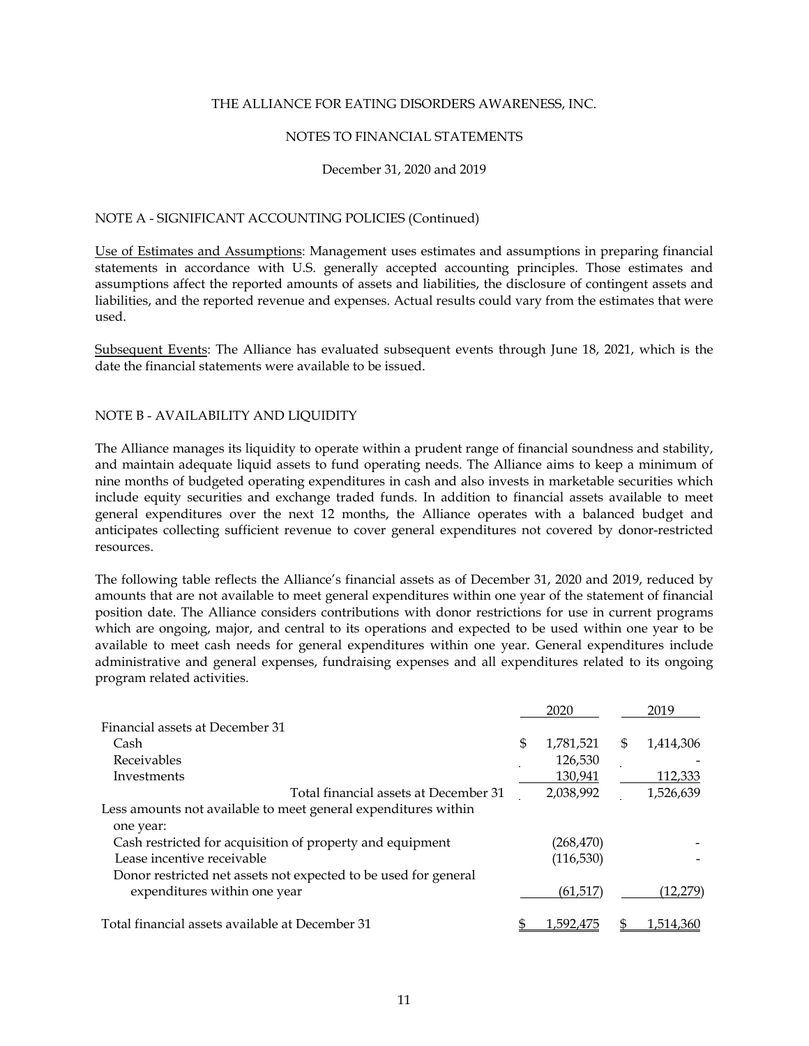THE ALLIANCE FOR EATING DISORDERS AWARENESS, INC.

NOTES TO FINANCIAL STATEMENTS

December 31, 2020 and 2019

## NOTE A - SIGNIFICANT ACCOUNTING POLICIES (Continued)

Use of Estimates and Assumptions: Management uses estimates and assumptions in preparing financial statements in accordance with U.S. generally accepted accounting principles. Those estimates and assumptions affect the reported amounts of assets and liabilities, the disclosure of contingent assets and liabilities, and the reported revenue and expenses. Actual results could vary from the estimates that were used.

Subsequent Events: The Alliance has evaluated subsequent events through June 18, 2021, which is the date the financial statements were available to be issued.

## NOTE B - AVAILABILITY AND LIQUIDITY

The Alliance manages its liquidity to operate within a prudent range of financial soundness and stability, and maintain adequate liquid assets to fund operating needs. The Alliance aims to keep a minimum of nine months of budgeted operating expenditures in cash and also invests in marketable securities which include equity securities and exchange traded funds. In addition to financial assets available to meet general expenditures over the next 12 months, the Alliance operates with a balanced budget and anticipates collecting sufficient revenue to cover general expenditures not covered by donor-restricted resources.

The following table reflects the Alliance's financial assets as of December 31, 2020 and 2019, reduced by amounts that are not available to meet general expenditures within one year of the statement of financial position date. The Alliance considers contributions with donor restrictions for use in current programs which are ongoing, major, and central to its operations and expected to be used within one year to be available to meet cash needs for general expenditures within one year. General expenditures include administrative and general expenses, fundraising expenses and all expenditures related to its ongoing program related activities.

| | 2020 | 2019 |
|---|---|---|
| Financial assets at December 31 | | |
| Cash | $ 1,781,521 | $ 1,414,306 |
| Receivables | 126,530 | - |
| Investments | 130,941 | 112,333 |
| Total financial assets at December 31 | 2,038,992 | 1,526,639 |
| Less amounts not available to meet general expenditures within one year: | | |
| Cash restricted for acquisition of property and equipment | (268,470) | - |
| Lease incentive receivable | (116,530) | - |
| Donor restricted net assets not expected to be used for general expenditures within one year | (61,517) | (12,279) |
| Total financial assets available at December 31 | $ 1,592,475 | $ 1,514,360 |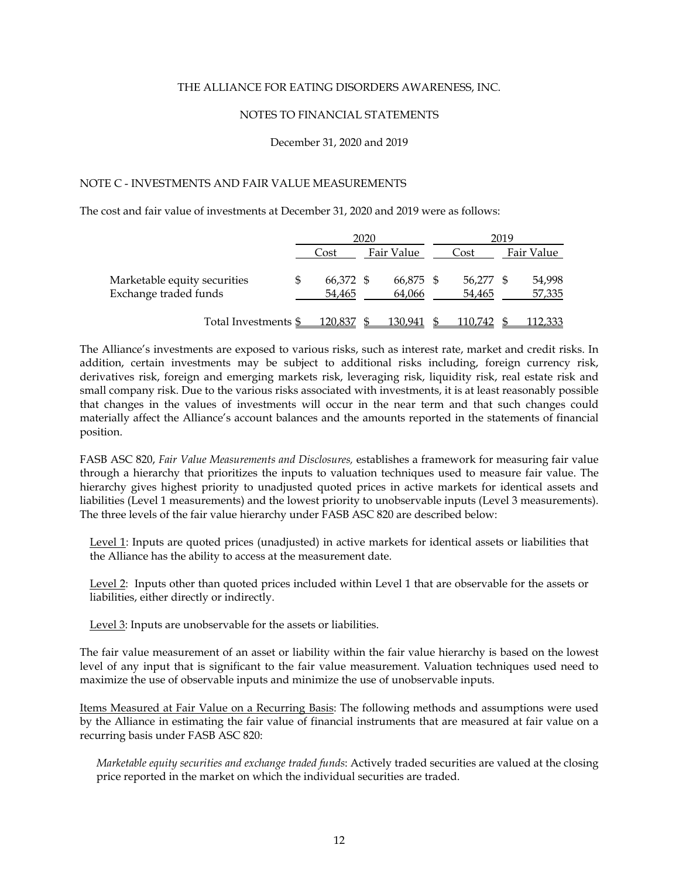THE ALLIANCE FOR EATING DISORDERS AWARENESS, INC.

NOTES TO FINANCIAL STATEMENTS

December 31, 2020 and 2019

## NOTE C - INVESTMENTS AND FAIR VALUE MEASUREMENTS

The cost and fair value of investments at December 31, 2020 and 2019 were as follows:

| | 2020 | | 2019 | |
|---|---|---|---|---|
| | Cost | Fair Value | Cost | Fair Value |
| Marketable equity securities | $ 66,372 | $ 66,875 | $ 56,277 | $ 54,998 |
| Exchange traded funds | 54,465 | 64,066 | 54,465 | 57,335 |
| Total Investments | $ 120,837 | $ 130,941 | $ 110,742 | $ 112,333 |

The Alliance's investments are exposed to various risks, such as interest rate, market and credit risks. In addition, certain investments may be subject to additional risks including, foreign currency risk, derivatives risk, foreign and emerging markets risk, leveraging risk, liquidity risk, real estate risk and small company risk. Due to the various risks associated with investments, it is at least reasonably possible that changes in the values of investments will occur in the near term and that such changes could materially affect the Alliance's account balances and the amounts reported in the statements of financial position.

FASB ASC 820, *Fair Value Measurements and Disclosures,* establishes a framework for measuring fair value through a hierarchy that prioritizes the inputs to valuation techniques used to measure fair value. The hierarchy gives highest priority to unadjusted quoted prices in active markets for identical assets and liabilities (Level 1 measurements) and the lowest priority to unobservable inputs (Level 3 measurements). The three levels of the fair value hierarchy under FASB ASC 820 are described below:

Level 1: Inputs are quoted prices (unadjusted) in active markets for identical assets or liabilities that the Alliance has the ability to access at the measurement date.

Level 2: Inputs other than quoted prices included within Level 1 that are observable for the assets or liabilities, either directly or indirectly.

Level 3: Inputs are unobservable for the assets or liabilities.

The fair value measurement of an asset or liability within the fair value hierarchy is based on the lowest level of any input that is significant to the fair value measurement. Valuation techniques used need to maximize the use of observable inputs and minimize the use of unobservable inputs.

Items Measured at Fair Value on a Recurring Basis: The following methods and assumptions were used by the Alliance in estimating the fair value of financial instruments that are measured at fair value on a recurring basis under FASB ASC 820:

*Marketable equity securities and exchange traded funds*: Actively traded securities are valued at the closing price reported in the market on which the individual securities are traded.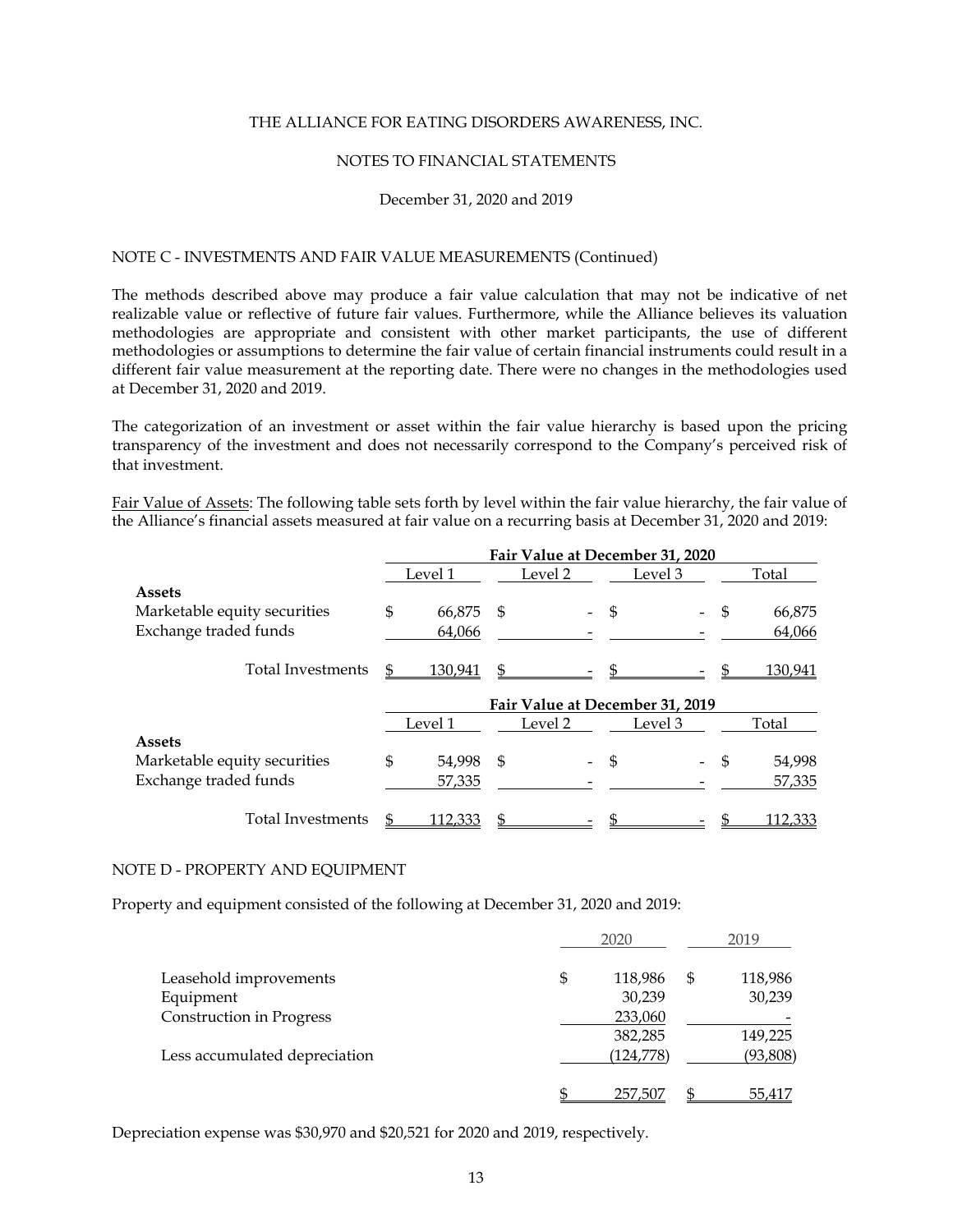NOTE C - INVESTMENTS AND FAIR VALUE MEASUREMENTS (Continued)

The methods described above may produce a fair value calculation that may not be indicative of net realizable value or reflective of future fair values. Furthermore, while the Alliance believes its valuation methodologies are appropriate and consistent with other market participants, the use of different methodologies or assumptions to determine the fair value of certain financial instruments could result in a different fair value measurement at the reporting date. There were no changes in the methodologies used at December 31, 2020 and 2019.

The categorization of an investment or asset within the fair value hierarchy is based upon the pricing transparency of the investment and does not necessarily correspond to the Company's perceived risk of that investment.

Fair Value of Assets: The following table sets forth by level within the fair value hierarchy, the fair value of the Alliance's financial assets measured at fair value on a recurring basis at December 31, 2020 and 2019:

| | **Fair Value at December 31, 2020** | | | |
|---|---|---|---|---|
| | Level 1 | Level 2 | Level 3 | Total |
| **Assets** | | | | |
| Marketable equity securities | $ 66,875 | $ - | $ - | $ 66,875 |
| Exchange traded funds | 64,066 | - | - | 64,066 |
| Total Investments | $ 130,941 | $ - | $ - | $ 130,941 |

| | **Fair Value at December 31, 2019** | | | |
|---|---|---|---|---|
| | Level 1 | Level 2 | Level 3 | Total |
| **Assets** | | | | |
| Marketable equity securities | $ 54,998 | $ - | $ - | $ 54,998 |
| Exchange traded funds | 57,335 | - | - | 57,335 |
| Total Investments | $ 112,333 | $ - | $ - | $ 112,333 |

NOTE D - PROPERTY AND EQUIPMENT

Property and equipment consisted of the following at December 31, 2020 and 2019:

| | 2020 | 2019 |
|---|---|---|
| Leasehold improvements | $ 118,986 | $ 118,986 |
| Equipment | 30,239 | 30,239 |
| Construction in Progress | 233,060 | - |
| | 382,285 | 149,225 |
| Less accumulated depreciation | (124,778) | (93,808) |
| | $ 257,507 | $ 55,417 |

Depreciation expense was $30,970 and $20,521 for 2020 and 2019, respectively.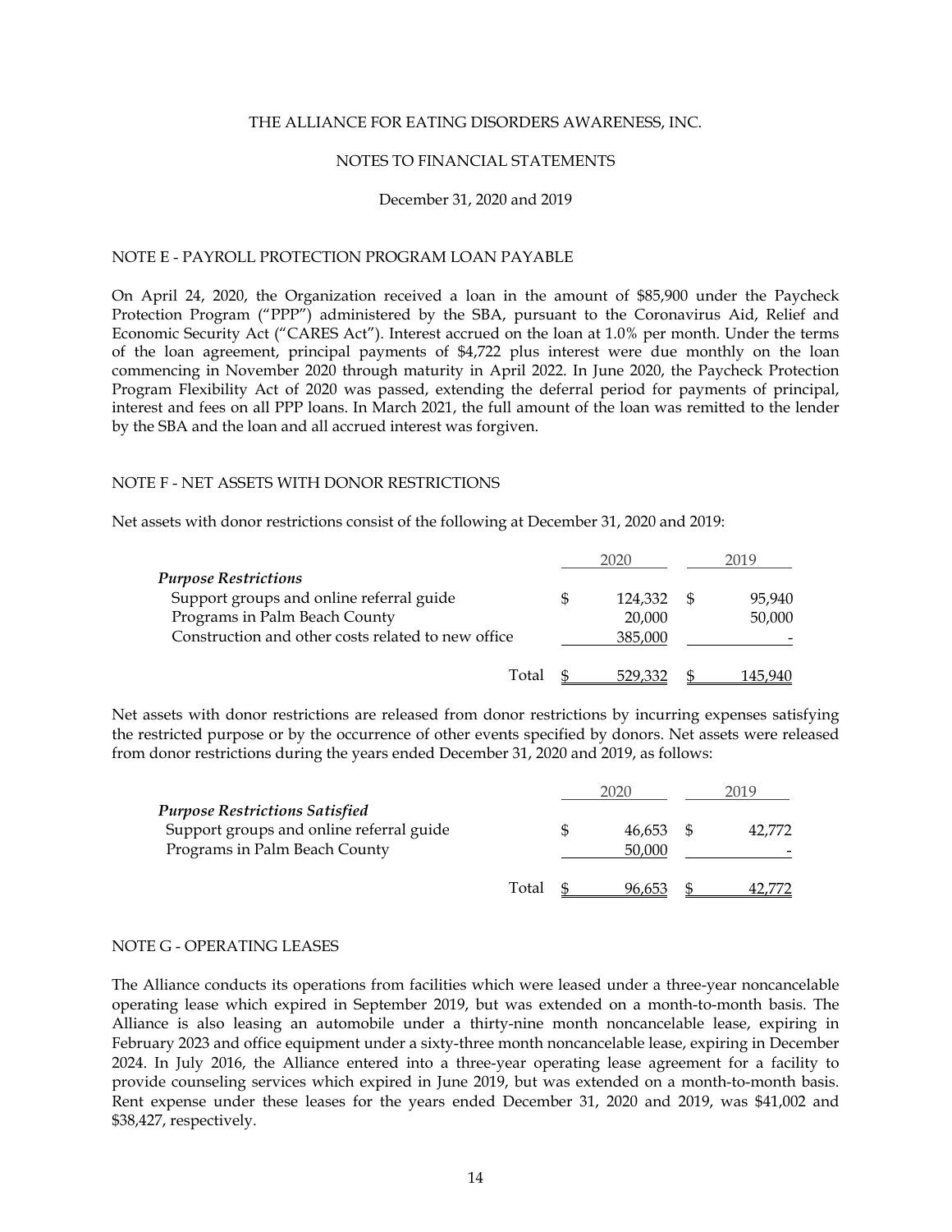THE ALLIANCE FOR EATING DISORDERS AWARENESS, INC.

NOTES TO FINANCIAL STATEMENTS

December 31, 2020 and 2019

## NOTE E - PAYROLL PROTECTION PROGRAM LOAN PAYABLE

On April 24, 2020, the Organization received a loan in the amount of $85,900 under the Paycheck Protection Program ("PPP") administered by the SBA, pursuant to the Coronavirus Aid, Relief and Economic Security Act ("CARES Act"). Interest accrued on the loan at 1.0% per month. Under the terms of the loan agreement, principal payments of $4,722 plus interest were due monthly on the loan commencing in November 2020 through maturity in April 2022. In June 2020, the Paycheck Protection Program Flexibility Act of 2020 was passed, extending the deferral period for payments of principal, interest and fees on all PPP loans. In March 2021, the full amount of the loan was remitted to the lender by the SBA and the loan and all accrued interest was forgiven.

## NOTE F - NET ASSETS WITH DONOR RESTRICTIONS

Net assets with donor restrictions consist of the following at December 31, 2020 and 2019:

| | 2020 | 2019 |
|---|---|---|
| ***Purpose Restrictions*** | | |
| Support groups and online referral guide | $ 124,332 | $ 95,940 |
| Programs in Palm Beach County | 20,000 | 50,000 |
| Construction and other costs related to new office | 385,000 | - |
| Total | $ 529,332 | $ 145,940 |

Net assets with donor restrictions are released from donor restrictions by incurring expenses satisfying the restricted purpose or by the occurrence of other events specified by donors. Net assets were released from donor restrictions during the years ended December 31, 2020 and 2019, as follows:

| | 2020 | 2019 |
|---|---|---|
| ***Purpose Restrictions Satisfied*** | | |
| Support groups and online referral guide | $ 46,653 | $ 42,772 |
| Programs in Palm Beach County | 50,000 | - |
| Total | $ 96,653 | $ 42,772 |

## NOTE G - OPERATING LEASES

The Alliance conducts its operations from facilities which were leased under a three-year noncancelable operating lease which expired in September 2019, but was extended on a month-to-month basis. The Alliance is also leasing an automobile under a thirty-nine month noncancelable lease, expiring in February 2023 and office equipment under a sixty-three month noncancelable lease, expiring in December 2024. In July 2016, the Alliance entered into a three-year operating lease agreement for a facility to provide counseling services which expired in June 2019, but was extended on a month-to-month basis. Rent expense under these leases for the years ended December 31, 2020 and 2019, was $41,002 and $38,427, respectively.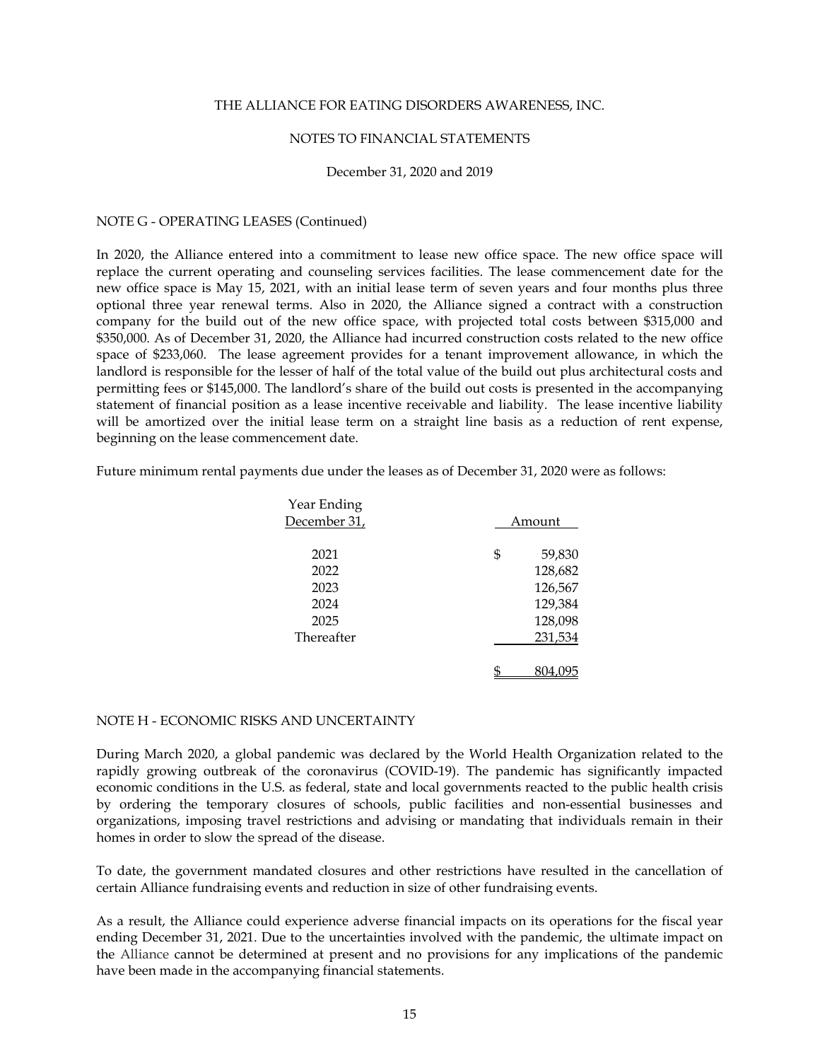THE ALLIANCE FOR EATING DISORDERS AWARENESS, INC.

NOTES TO FINANCIAL STATEMENTS

December 31, 2020 and 2019

## NOTE G - OPERATING LEASES (Continued)

In 2020, the Alliance entered into a commitment to lease new office space. The new office space will replace the current operating and counseling services facilities. The lease commencement date for the new office space is May 15, 2021, with an initial lease term of seven years and four months plus three optional three year renewal terms. Also in 2020, the Alliance signed a contract with a construction company for the build out of the new office space, with projected total costs between $315,000 and $350,000. As of December 31, 2020, the Alliance had incurred construction costs related to the new office space of $233,060. The lease agreement provides for a tenant improvement allowance, in which the landlord is responsible for the lesser of half of the total value of the build out plus architectural costs and permitting fees or $145,000. The landlord's share of the build out costs is presented in the accompanying statement of financial position as a lease incentive receivable and liability. The lease incentive liability will be amortized over the initial lease term on a straight line basis as a reduction of rent expense, beginning on the lease commencement date.

Future minimum rental payments due under the leases as of December 31, 2020 were as follows:

| Year Ending December 31, | Amount |
|---|---|
| 2021 | $ 59,830 |
| 2022 | 128,682 |
| 2023 | 126,567 |
| 2024 | 129,384 |
| 2025 | 128,098 |
| Thereafter | 231,534 |
| | $ 804,095 |

## NOTE H - ECONOMIC RISKS AND UNCERTAINTY

During March 2020, a global pandemic was declared by the World Health Organization related to the rapidly growing outbreak of the coronavirus (COVID-19). The pandemic has significantly impacted economic conditions in the U.S. as federal, state and local governments reacted to the public health crisis by ordering the temporary closures of schools, public facilities and non-essential businesses and organizations, imposing travel restrictions and advising or mandating that individuals remain in their homes in order to slow the spread of the disease.

To date, the government mandated closures and other restrictions have resulted in the cancellation of certain Alliance fundraising events and reduction in size of other fundraising events.

As a result, the Alliance could experience adverse financial impacts on its operations for the fiscal year ending December 31, 2021. Due to the uncertainties involved with the pandemic, the ultimate impact on the Alliance cannot be determined at present and no provisions for any implications of the pandemic have been made in the accompanying financial statements.